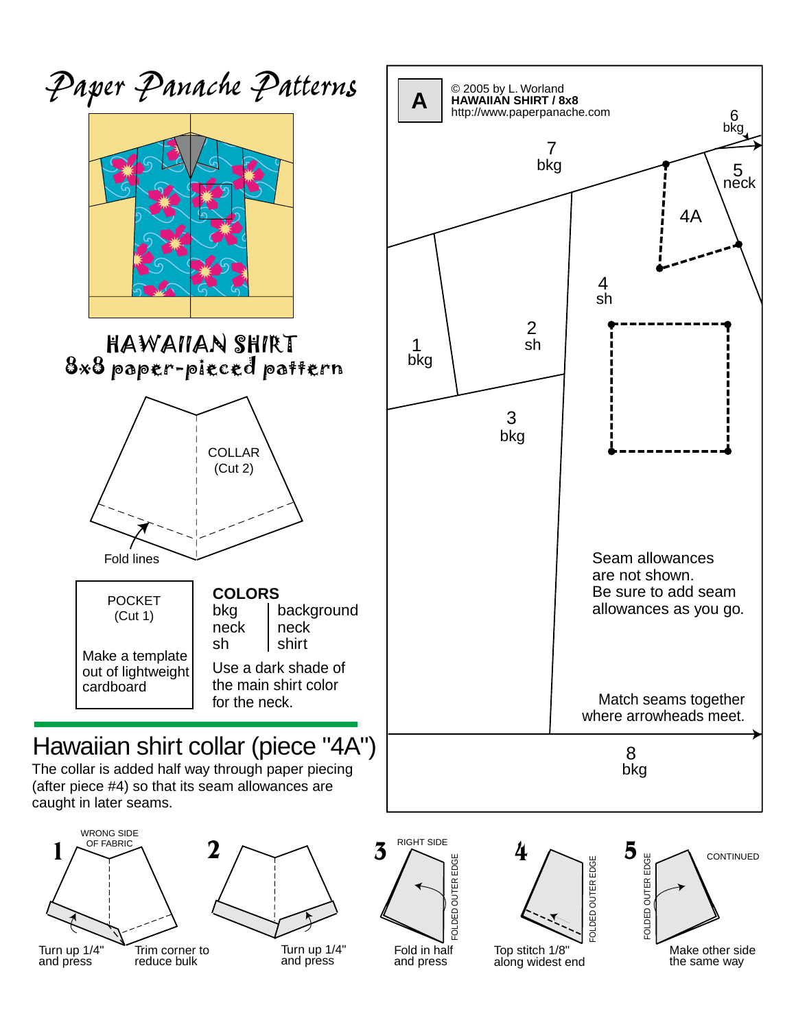# Paper Panache Patterns

## HAWAIIAN SHIRT
8x8 paper-pieced pattern

COLLAR
(Cut 2)

Fold lines

POCKET
(Cut 1)

Make a template out of lightweight cardboard

**COLORS**

| | |
|---|---|
| bkg | background |
| neck | neck |
| sh | shirt |

Use a dark shade of the main shirt color for the neck.

**A**

© 2005 by L. Worland
**HAWAIIAN SHIRT / 8x8**
http://www.paperpanache.com

1 bkg
2 sh
3 bkg
4 sh
4A
5 neck
6 bkg
7 bkg
8 bkg

Seam allowances are not shown.
Be sure to add seam allowances as you go.

Match seams together where arrowheads meet.

## Hawaiian shirt collar (piece "4A")

The collar is added half way through paper piecing (after piece #4) so that its seam allowances are caught in later seams.

**1** WRONG SIDE OF FABRIC — Turn up 1/4" and press. Trim corner to reduce bulk

**2** Turn up 1/4" and press

**3** RIGHT SIDE — Fold in half and press (FOLDED OUTER EDGE)

**4** Top stitch 1/8" along widest end (FOLDED OUTER EDGE)

**5** Make other side the same way (FOLDED OUTER EDGE) — CONTINUED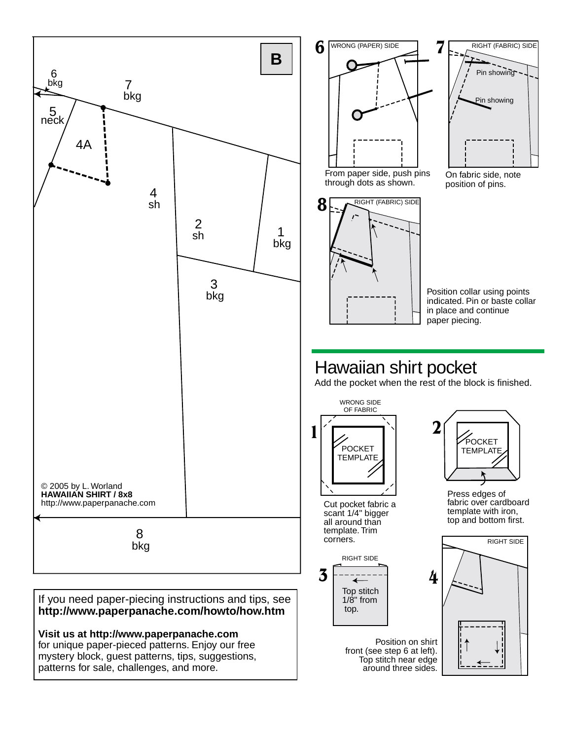B

6 bkg

7 bkg

5 neck

4A

4 sh

2 sh

1 bkg

3 bkg

8 bkg

© 2005 by L. Worland
**HAWAIIAN SHIRT / 8x8**
http://www.paperpanache.com

If you need paper-piecing instructions and tips, see **http://www.paperpanache.com/howto/how.htm**

**Visit us at http://www.paperpanache.com** for unique paper-pieced patterns. Enjoy our free mystery block, guest patterns, tips, suggestions, patterns for sale, challenges, and more.

**6** WRONG (PAPER) SIDE

From paper side, push pins through dots as shown.

**7** RIGHT (FABRIC) SIDE

Pin showing

Pin showing

On fabric side, note position of pins.

**8** RIGHT (FABRIC) SIDE

Position collar using points indicated. Pin or baste collar in place and continue paper piecing.

## Hawaiian shirt pocket

Add the pocket when the rest of the block is finished.

**1** WRONG SIDE OF FABRIC

POCKET TEMPLATE

Cut pocket fabric a scant 1/4" bigger all around than template. Trim corners.

**2** POCKET TEMPLATE

Press edges of fabric over cardboard template with iron, top and bottom first.

**3** RIGHT SIDE

Top stitch 1/8" from top.

**4** RIGHT SIDE

Position on shirt front (see step 6 at left). Top stitch near edge around three sides.